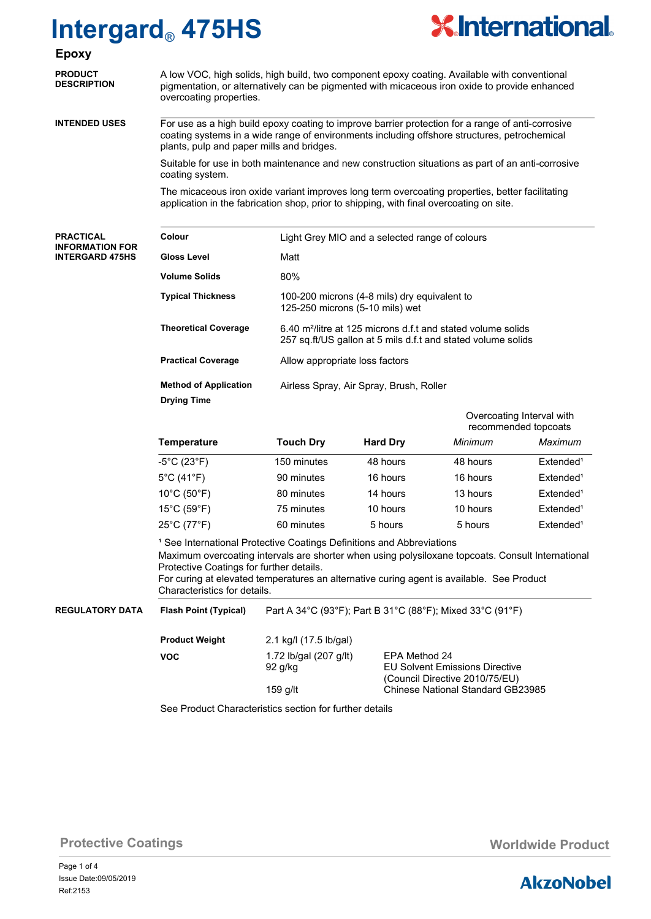# Intergard® 475HS

## Epoxy

**PRODUCT DESCRIPTION**

A low VOC, high solids, high build, two component epoxy coating. Available with conventional pigmentation, or alternatively can be pigmented with micaceous iron oxide to provide enhanced overcoating properties.

**INTENDED USES**

For use as a high build epoxy coating to improve barrier protection for a range of anti-corrosive coating systems in a wide range of environments including offshore structures, petrochemical plants, pulp and paper mills and bridges.

Suitable for use in both maintenance and new construction situations as part of an anti-corrosive coating system.

The micaceous iron oxide variant improves long term overcoating properties, better facilitating application in the fabrication shop, prior to shipping, with final overcoating on site.

**PRACTICAL INFORMATION FOR INTERGARD 475HS**

| | |
|---|---|
| **Colour** | Light Grey MIO and a selected range of colours |
| **Gloss Level** | Matt |
| **Volume Solids** | 80% |
| **Typical Thickness** | 100-200 microns (4-8 mils) dry equivalent to 125-250 microns (5-10 mils) wet |
| **Theoretical Coverage** | 6.40 m²/litre at 125 microns d.f.t and stated volume solids<br>257 sq.ft/US gallon at 5 mils d.f.t and stated volume solids |
| **Practical Coverage** | Allow appropriate loss factors |
| **Method of Application** | Airless Spray, Air Spray, Brush, Roller |

**Drying Time**

| | | | Overcoating Interval with recommended topcoats | |
|---|---|---|---|---|
| **Temperature** | **Touch Dry** | **Hard Dry** | *Minimum* | *Maximum* |
| -5°C (23°F) | 150 minutes | 48 hours | 48 hours | Extended[1] |
| 5°C (41°F) | 90 minutes | 16 hours | 16 hours | Extended[1] |
| 10°C (50°F) | 80 minutes | 14 hours | 13 hours | Extended[1] |
| 15°C (59°F) | 75 minutes | 10 hours | 10 hours | Extended[1] |
| 25°C (77°F) | 60 minutes | 5 hours | 5 hours | Extended[1] |

[1] See International Protective Coatings Definitions and Abbreviations
Maximum overcoating intervals are shorter when using polysiloxane topcoats. Consult International Protective Coatings for further details.
For curing at elevated temperatures an alternative curing agent is available. See Product Characteristics for details.

**REGULATORY DATA**

| | | |
|---|---|---|
| **Flash Point (Typical)** | Part A 34°C (93°F); Part B 31°C (88°F); Mixed 33°C (91°F) | |
| **Product Weight** | 2.1 kg/l (17.5 lb/gal) | |
| **VOC** | 1.72 lb/gal (207 g/lt) | EPA Method 24 |
| | 92 g/kg | EU Solvent Emissions Directive (Council Directive 2010/75/EU) |
| | 159 g/lt | Chinese National Standard GB23985 |

See Product Characteristics section for further details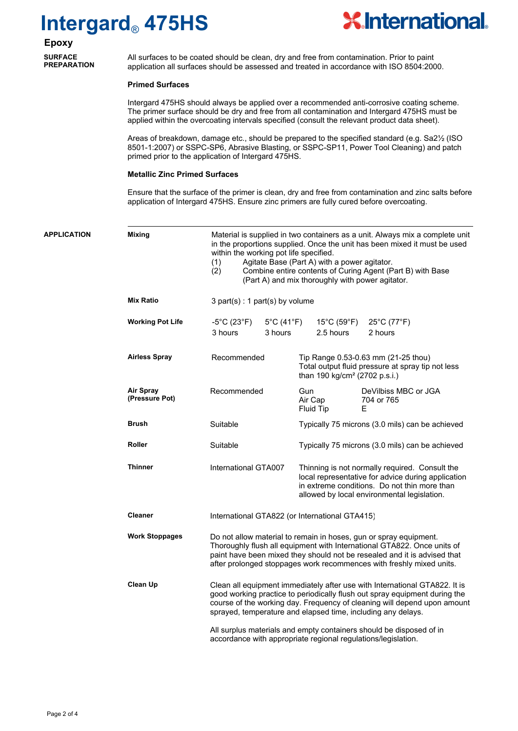# Intergard® 475HS

## Epoxy

**SURFACE PREPARATION**

All surfaces to be coated should be clean, dry and free from contamination. Prior to paint application all surfaces should be assessed and treated in accordance with ISO 8504:2000.

**Primed Surfaces**

Intergard 475HS should always be applied over a recommended anti-corrosive coating scheme. The primer surface should be dry and free from all contamination and Intergard 475HS must be applied within the overcoating intervals specified (consult the relevant product data sheet).

Areas of breakdown, damage etc., should be prepared to the specified standard (e.g. Sa2½ (ISO 8501-1:2007) or SSPC-SP6, Abrasive Blasting, or SSPC-SP11, Power Tool Cleaning) and patch primed prior to the application of Intergard 475HS.

**Metallic Zinc Primed Surfaces**

Ensure that the surface of the primer is clean, dry and free from contamination and zinc salts before application of Intergard 475HS. Ensure zinc primers are fully cured before overcoating.

**APPLICATION**

**Mixing**

Material is supplied in two containers as a unit. Always mix a complete unit in the proportions supplied. Once the unit has been mixed it must be used within the working pot life specified.

(1) Agitate Base (Part A) with a power agitator.
(2) Combine entire contents of Curing Agent (Part B) with Base (Part A) and mix thoroughly with power agitator.

**Mix Ratio**

3 part(s) : 1 part(s) by volume

**Working Pot Life**

| -5°C (23°F) | 5°C (41°F) | 15°C (59°F) | 25°C (77°F) |
|---|---|---|---|
| 3 hours | 3 hours | 2.5 hours | 2 hours |

**Airless Spray**

Recommended — Tip Range 0.53-0.63 mm (21-25 thou). Total output fluid pressure at spray tip not less than 190 kg/cm² (2702 p.s.i.)

**Air Spray (Pressure Pot)**

Recommended

| | |
|---|---|
| Gun | DeVilbiss MBC or JGA |
| Air Cap | 704 or 765 |
| Fluid Tip | E |

**Brush**

Suitable — Typically 75 microns (3.0 mils) can be achieved

**Roller**

Suitable — Typically 75 microns (3.0 mils) can be achieved

**Thinner**

International GTA007 — Thinning is not normally required. Consult the local representative for advice during application in extreme conditions. Do not thin more than allowed by local environmental legislation.

**Cleaner**

International GTA822 (or International GTA415)

**Work Stoppages**

Do not allow material to remain in hoses, gun or spray equipment. Thoroughly flush all equipment with International GTA822. Once units of paint have been mixed they should not be resealed and it is advised that after prolonged stoppages work recommences with freshly mixed units.

**Clean Up**

Clean all equipment immediately after use with International GTA822. It is good working practice to periodically flush out spray equipment during the course of the working day. Frequency of cleaning will depend upon amount sprayed, temperature and elapsed time, including any delays.

All surplus materials and empty containers should be disposed of in accordance with appropriate regional regulations/legislation.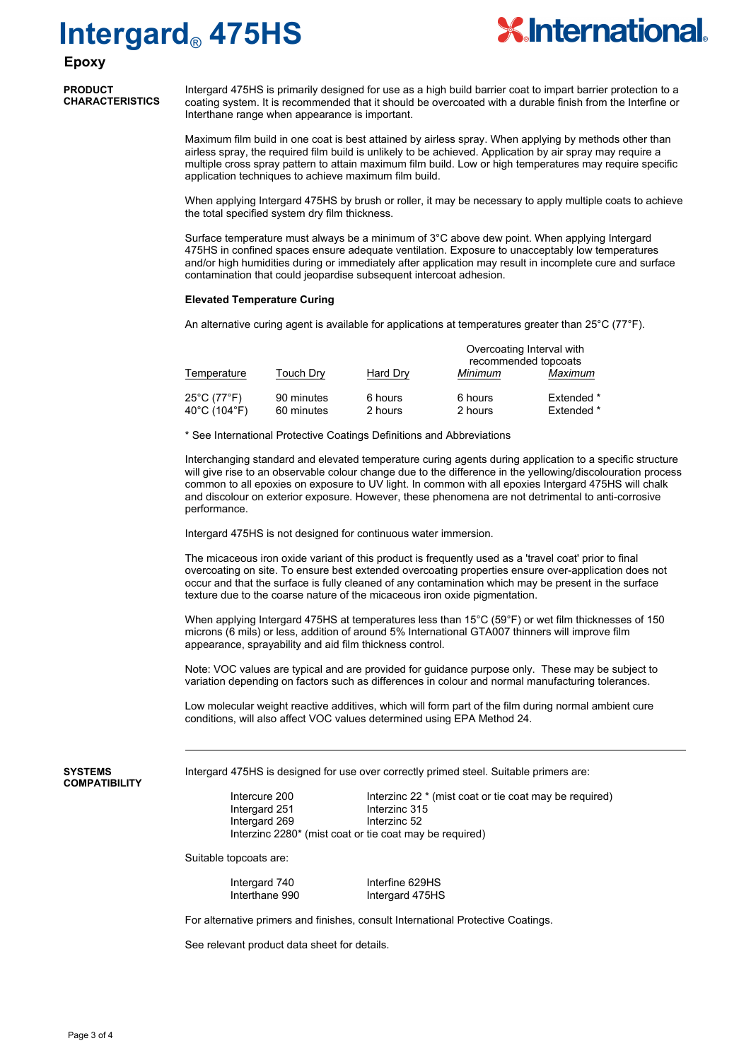# Intergard® 475HS

## Epoxy

### PRODUCT CHARACTERISTICS

Intergard 475HS is primarily designed for use as a high build barrier coat to impart barrier protection to a coating system. It is recommended that it should be overcoated with a durable finish from the Interfine or Interthane range when appearance is important.

Maximum film build in one coat is best attained by airless spray. When applying by methods other than airless spray, the required film build is unlikely to be achieved. Application by air spray may require a multiple cross spray pattern to attain maximum film build. Low or high temperatures may require specific application techniques to achieve maximum film build.

When applying Intergard 475HS by brush or roller, it may be necessary to apply multiple coats to achieve the total specified system dry film thickness.

Surface temperature must always be a minimum of 3°C above dew point. When applying Intergard 475HS in confined spaces ensure adequate ventilation. Exposure to unacceptably low temperatures and/or high humidities during or immediately after application may result in incomplete cure and surface contamination that could jeopardise subsequent intercoat adhesion.

**Elevated Temperature Curing**

An alternative curing agent is available for applications at temperatures greater than 25°C (77°F).

| | | | Overcoating Interval with recommended topcoats | |
|---|---|---|---|---|
| Temperature | Touch Dry | Hard Dry | *Minimum* | *Maximum* |
| 25°C (77°F) | 90 minutes | 6 hours | 6 hours | Extended * |
| 40°C (104°F) | 60 minutes | 2 hours | 2 hours | Extended * |

* See International Protective Coatings Definitions and Abbreviations

Interchanging standard and elevated temperature curing agents during application to a specific structure will give rise to an observable colour change due to the difference in the yellowing/discolouration process common to all epoxies on exposure to UV light. In common with all epoxies Intergard 475HS will chalk and discolour on exterior exposure. However, these phenomena are not detrimental to anti-corrosive performance.

Intergard 475HS is not designed for continuous water immersion.

The micaceous iron oxide variant of this product is frequently used as a 'travel coat' prior to final overcoating on site. To ensure best extended overcoating properties ensure over-application does not occur and that the surface is fully cleaned of any contamination which may be present in the surface texture due to the coarse nature of the micaceous iron oxide pigmentation.

When applying Intergard 475HS at temperatures less than 15°C (59°F) or wet film thicknesses of 150 microns (6 mils) or less, addition of around 5% International GTA007 thinners will improve film appearance, sprayability and aid film thickness control.

Note: VOC values are typical and are provided for guidance purpose only. These may be subject to variation depending on factors such as differences in colour and normal manufacturing tolerances.

Low molecular weight reactive additives, which will form part of the film during normal ambient cure conditions, will also affect VOC values determined using EPA Method 24.

---

### SYSTEMS COMPATIBILITY

Intergard 475HS is designed for use over correctly primed steel. Suitable primers are:

| | |
|---|---|
| Intercure 200 | Interzinc 22 * (mist coat or tie coat may be required) |
| Intergard 251 | Interzinc 315 |
| Intergard 269 | Interzinc 52 |

Interzinc 2280* (mist coat or tie coat may be required)

Suitable topcoats are:

| | |
|---|---|
| Intergard 740 | Interfine 629HS |
| Interthane 990 | Intergard 475HS |

For alternative primers and finishes, consult International Protective Coatings.

See relevant product data sheet for details.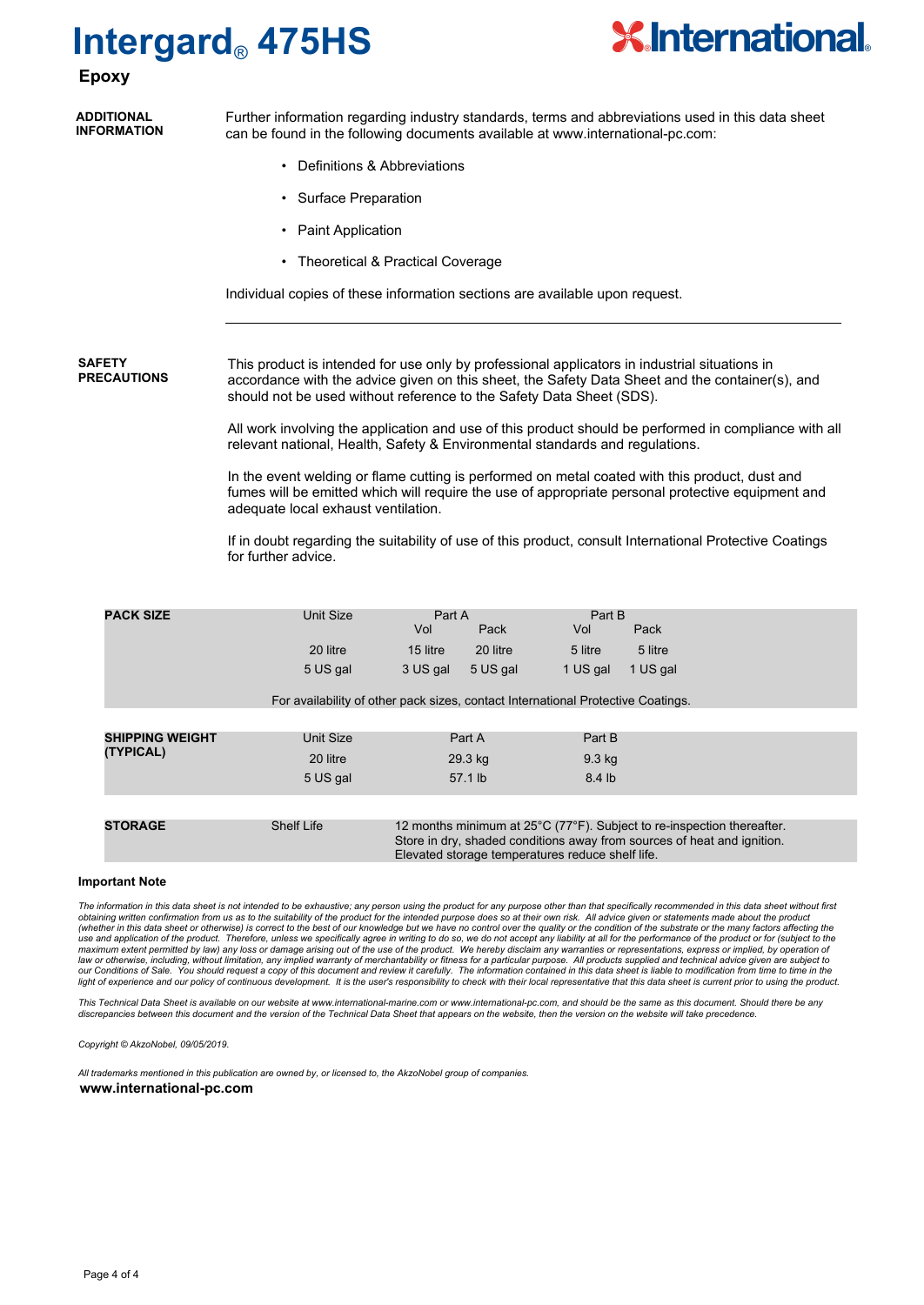# Intergard® 475HS

**Epoxy**

**ADDITIONAL INFORMATION**

Further information regarding industry standards, terms and abbreviations used in this data sheet can be found in the following documents available at www.international-pc.com:

- Definitions & Abbreviations
- Surface Preparation
- Paint Application
- Theoretical & Practical Coverage

Individual copies of these information sections are available upon request.

**SAFETY PRECAUTIONS**

This product is intended for use only by professional applicators in industrial situations in accordance with the advice given on this sheet, the Safety Data Sheet and the container(s), and should not be used without reference to the Safety Data Sheet (SDS).

All work involving the application and use of this product should be performed in compliance with all relevant national, Health, Safety & Environmental standards and regulations.

In the event welding or flame cutting is performed on metal coated with this product, dust and fumes will be emitted which will require the use of appropriate personal protective equipment and adequate local exhaust ventilation.

If in doubt regarding the suitability of use of this product, consult International Protective Coatings for further advice.

**PACK SIZE**

| Unit Size | Part A | | Part B | |
|---|---|---|---|---|
| | Vol | Pack | Vol | Pack |
| 20 litre | 15 litre | 20 litre | 5 litre | 5 litre |
| 5 US gal | 3 US gal | 5 US gal | 1 US gal | 1 US gal |

For availability of other pack sizes, contact International Protective Coatings.

**SHIPPING WEIGHT (TYPICAL)**

| Unit Size | Part A | Part B |
|---|---|---|
| 20 litre | 29.3 kg | 9.3 kg |
| 5 US gal | 57.1 lb | 8.4 lb |

**STORAGE**

| | |
|---|---|
| Shelf Life | 12 months minimum at 25°C (77°F). Subject to re-inspection thereafter. Store in dry, shaded conditions away from sources of heat and ignition. Elevated storage temperatures reduce shelf life. |

**Important Note**

*The information in this data sheet is not intended to be exhaustive; any person using the product for any purpose other than that specifically recommended in this data sheet without first obtaining written confirmation from us as to the suitability of the product for the intended purpose does so at their own risk. All advice given or statements made about the product (whether in this data sheet or otherwise) is correct to the best of our knowledge but we have no control over the quality or the condition of the substrate or the many factors affecting the use and application of the product. Therefore, unless we specifically agree in writing to do so, we do not accept any liability at all for the performance of the product or for (subject to the maximum extent permitted by law) any loss or damage arising out of the use of the product. We hereby disclaim any warranties or representations, express or implied, by operation of law or otherwise, including, without limitation, any implied warranty of merchantability or fitness for a particular purpose. All products supplied and technical advice given are subject to our Conditions of Sale. You should request a copy of this document and review it carefully. The information contained in this data sheet is liable to modification from time to time in the light of experience and our policy of continuous development. It is the user's responsibility to check with their local representative that this data sheet is current prior to using the product.*

*This Technical Data Sheet is available on our website at www.international-marine.com or www.international-pc.com, and should be the same as this document. Should there be any discrepancies between this document and the version of the Technical Data Sheet that appears on the website, then the version on the website will take precedence.*

*Copyright © AkzoNobel, 09/05/2019.*

*All trademarks mentioned in this publication are owned by, or licensed to, the AkzoNobel group of companies.*

**www.international-pc.com**